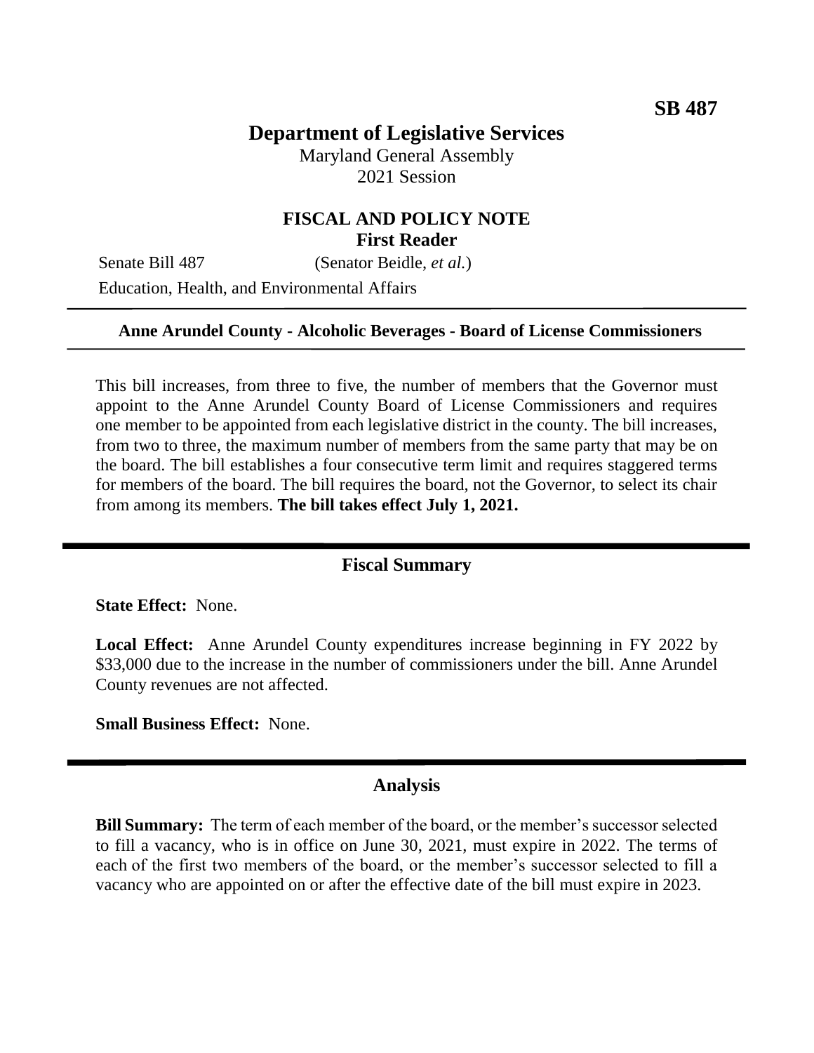**SB 487**

# Department of Legislative Services

Maryland General Assembly
2021 Session

## FISCAL AND POLICY NOTE
**First Reader**

Senate Bill 487 (Senator Beidle, *et al.*)
Education, Health, and Environmental Affairs

---

**Anne Arundel County - Alcoholic Beverages - Board of License Commissioners**

---

This bill increases, from three to five, the number of members that the Governor must appoint to the Anne Arundel County Board of License Commissioners and requires one member to be appointed from each legislative district in the county. The bill increases, from two to three, the maximum number of members from the same party that may be on the board. The bill establishes a four consecutive term limit and requires staggered terms for members of the board. The bill requires the board, not the Governor, to select its chair from among its members. **The bill takes effect July 1, 2021.**

---

## Fiscal Summary

**State Effect:** None.

**Local Effect:** Anne Arundel County expenditures increase beginning in FY 2022 by $33,000 due to the increase in the number of commissioners under the bill. Anne Arundel County revenues are not affected.

**Small Business Effect:** None.

---

## Analysis

**Bill Summary:** The term of each member of the board, or the member's successor selected to fill a vacancy, who is in office on June 30, 2021, must expire in 2022. The terms of each of the first two members of the board, or the member's successor selected to fill a vacancy who are appointed on or after the effective date of the bill must expire in 2023.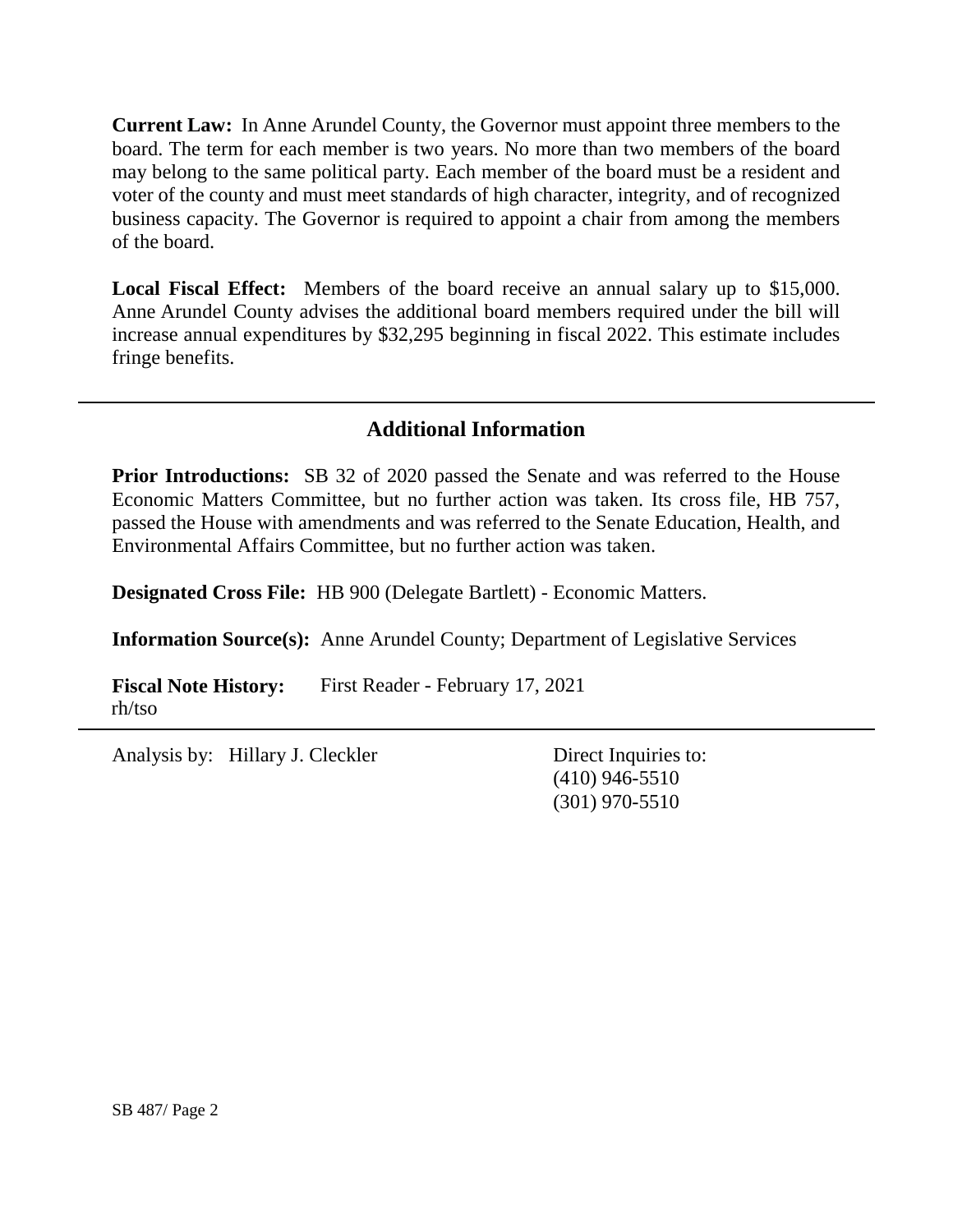**Current Law:** In Anne Arundel County, the Governor must appoint three members to the board. The term for each member is two years. No more than two members of the board may belong to the same political party. Each member of the board must be a resident and voter of the county and must meet standards of high character, integrity, and of recognized business capacity. The Governor is required to appoint a chair from among the members of the board.

**Local Fiscal Effect:** Members of the board receive an annual salary up to $15,000. Anne Arundel County advises the additional board members required under the bill will increase annual expenditures by $32,295 beginning in fiscal 2022. This estimate includes fringe benefits.

## Additional Information

**Prior Introductions:** SB 32 of 2020 passed the Senate and was referred to the House Economic Matters Committee, but no further action was taken. Its cross file, HB 757, passed the House with amendments and was referred to the Senate Education, Health, and Environmental Affairs Committee, but no further action was taken.

**Designated Cross File:** HB 900 (Delegate Bartlett) - Economic Matters.

**Information Source(s):** Anne Arundel County; Department of Legislative Services

**Fiscal Note History:** First Reader - February 17, 2021
rh/tso

Analysis by: Hillary J. Cleckler

Direct Inquiries to:
(410) 946-5510
(301) 970-5510